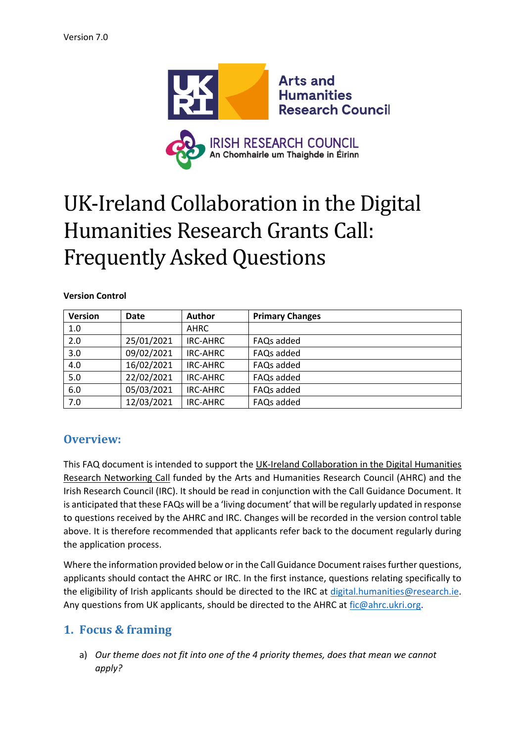Version 7.0

# UK-Ireland Collaboration in the Digital Humanities Research Grants Call: Frequently Asked Questions

**Version Control**

| Version | Date | Author | Primary Changes |
|---|---|---|---|
| 1.0 | | AHRC | |
| 2.0 | 25/01/2021 | IRC-AHRC | FAQs added |
| 3.0 | 09/02/2021 | IRC-AHRC | FAQs added |
| 4.0 | 16/02/2021 | IRC-AHRC | FAQs added |
| 5.0 | 22/02/2021 | IRC-AHRC | FAQs added |
| 6.0 | 05/03/2021 | IRC-AHRC | FAQs added |
| 7.0 | 12/03/2021 | IRC-AHRC | FAQs added |

## Overview:

This FAQ document is intended to support the UK-Ireland Collaboration in the Digital Humanities Research Networking Call funded by the Arts and Humanities Research Council (AHRC) and the Irish Research Council (IRC). It should be read in conjunction with the Call Guidance Document. It is anticipated that these FAQs will be a 'living document' that will be regularly updated in response to questions received by the AHRC and IRC. Changes will be recorded in the version control table above. It is therefore recommended that applicants refer back to the document regularly during the application process.

Where the information provided below or in the Call Guidance Document raises further questions, applicants should contact the AHRC or IRC. In the first instance, questions relating specifically to the eligibility of Irish applicants should be directed to the IRC at digital.humanities@research.ie. Any questions from UK applicants, should be directed to the AHRC at fic@ahrc.ukri.org.

## 1. Focus & framing

a) *Our theme does not fit into one of the 4 priority themes, does that mean we cannot apply?*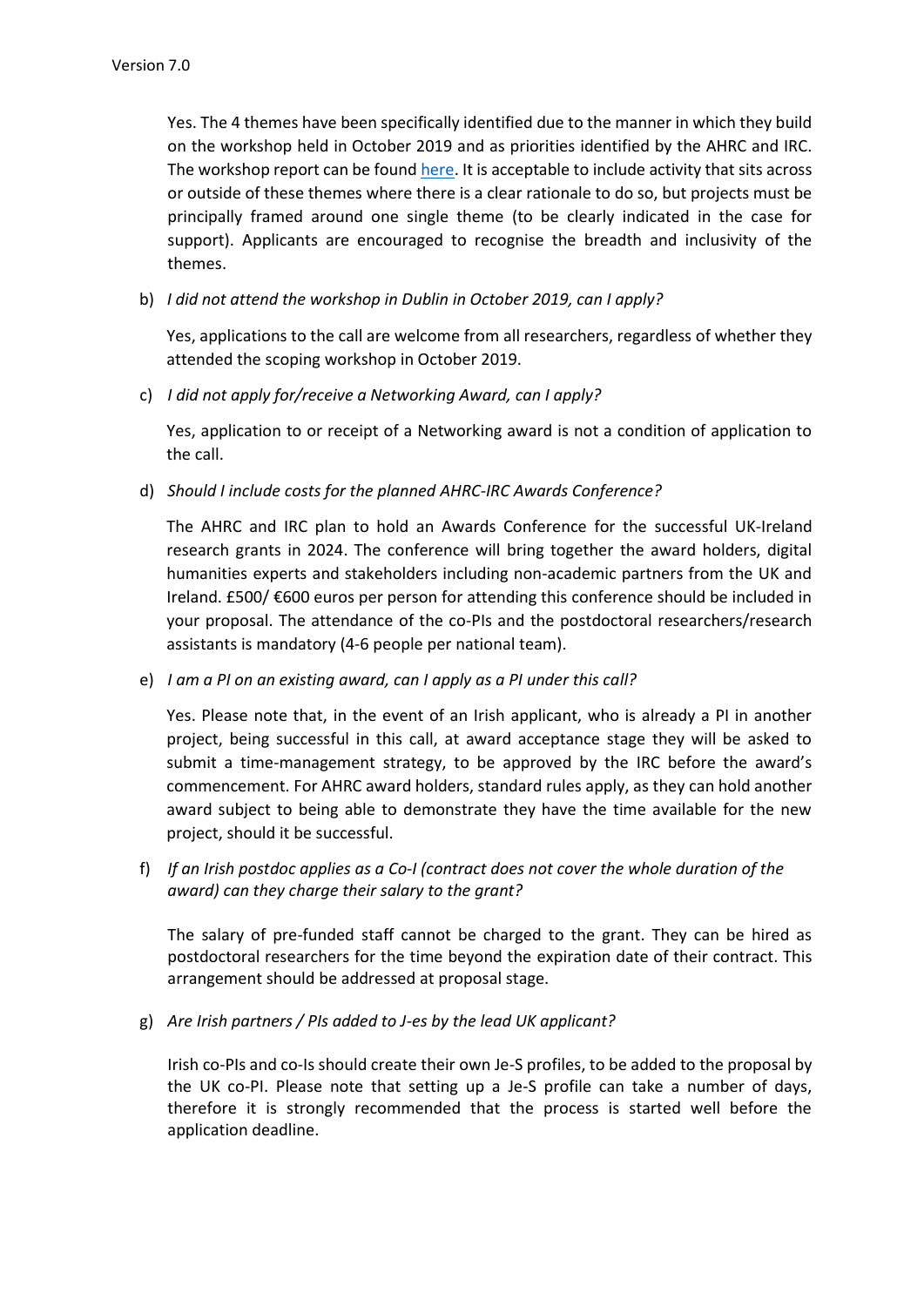Yes. The 4 themes have been specifically identified due to the manner in which they build on the workshop held in October 2019 and as priorities identified by the AHRC and IRC. The workshop report can be found here. It is acceptable to include activity that sits across or outside of these themes where there is a clear rationale to do so, but projects must be principally framed around one single theme (to be clearly indicated in the case for support). Applicants are encouraged to recognise the breadth and inclusivity of the themes.

b) *I did not attend the workshop in Dublin in October 2019, can I apply?*

   Yes, applications to the call are welcome from all researchers, regardless of whether they attended the scoping workshop in October 2019.

c) *I did not apply for/receive a Networking Award, can I apply?*

   Yes, application to or receipt of a Networking award is not a condition of application to the call.

d) *Should I include costs for the planned AHRC-IRC Awards Conference?*

   The AHRC and IRC plan to hold an Awards Conference for the successful UK-Ireland research grants in 2024. The conference will bring together the award holders, digital humanities experts and stakeholders including non-academic partners from the UK and Ireland. £500/ €600 euros per person for attending this conference should be included in your proposal. The attendance of the co-PIs and the postdoctoral researchers/research assistants is mandatory (4-6 people per national team).

e) *I am a PI on an existing award, can I apply as a PI under this call?*

   Yes. Please note that, in the event of an Irish applicant, who is already a PI in another project, being successful in this call, at award acceptance stage they will be asked to submit a time-management strategy, to be approved by the IRC before the award's commencement. For AHRC award holders, standard rules apply, as they can hold another award subject to being able to demonstrate they have the time available for the new project, should it be successful.

f) *If an Irish postdoc applies as a Co-I (contract does not cover the whole duration of the award) can they charge their salary to the grant?*

   The salary of pre-funded staff cannot be charged to the grant. They can be hired as postdoctoral researchers for the time beyond the expiration date of their contract. This arrangement should be addressed at proposal stage.

g) *Are Irish partners / PIs added to J-es by the lead UK applicant?*

   Irish co-PIs and co-Is should create their own Je-S profiles, to be added to the proposal by the UK co-PI. Please note that setting up a Je-S profile can take a number of days, therefore it is strongly recommended that the process is started well before the application deadline.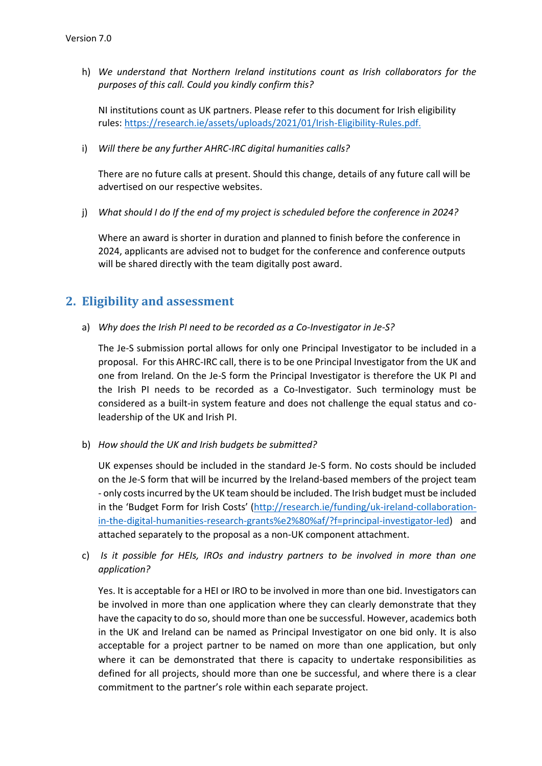h) *We understand that Northern Ireland institutions count as Irish collaborators for the purposes of this call. Could you kindly confirm this?*

   NI institutions count as UK partners. Please refer to this document for Irish eligibility rules: https://research.ie/assets/uploads/2021/01/Irish-Eligibility-Rules.pdf.

i) *Will there be any further AHRC-IRC digital humanities calls?*

   There are no future calls at present. Should this change, details of any future call will be advertised on our respective websites.

j) *What should I do If the end of my project is scheduled before the conference in 2024?*

   Where an award is shorter in duration and planned to finish before the conference in 2024, applicants are advised not to budget for the conference and conference outputs will be shared directly with the team digitally post award.

## 2. Eligibility and assessment

a) *Why does the Irish PI need to be recorded as a Co-Investigator in Je-S?*

   The Je-S submission portal allows for only one Principal Investigator to be included in a proposal. For this AHRC-IRC call, there is to be one Principal Investigator from the UK and one from Ireland. On the Je-S form the Principal Investigator is therefore the UK PI and the Irish PI needs to be recorded as a Co-Investigator. Such terminology must be considered as a built-in system feature and does not challenge the equal status and co-leadership of the UK and Irish PI.

b) *How should the UK and Irish budgets be submitted?*

   UK expenses should be included in the standard Je-S form. No costs should be included on the Je-S form that will be incurred by the Ireland-based members of the project team - only costs incurred by the UK team should be included. The Irish budget must be included in the 'Budget Form for Irish Costs' (http://research.ie/funding/uk-ireland-collaboration-in-the-digital-humanities-research-grants%e2%80%af/?f=principal-investigator-led) and attached separately to the proposal as a non-UK component attachment.

c) *Is it possible for HEIs, IROs and industry partners to be involved in more than one application?*

   Yes. It is acceptable for a HEI or IRO to be involved in more than one bid. Investigators can be involved in more than one application where they can clearly demonstrate that they have the capacity to do so, should more than one be successful. However, academics both in the UK and Ireland can be named as Principal Investigator on one bid only. It is also acceptable for a project partner to be named on more than one application, but only where it can be demonstrated that there is capacity to undertake responsibilities as defined for all projects, should more than one be successful, and where there is a clear commitment to the partner's role within each separate project.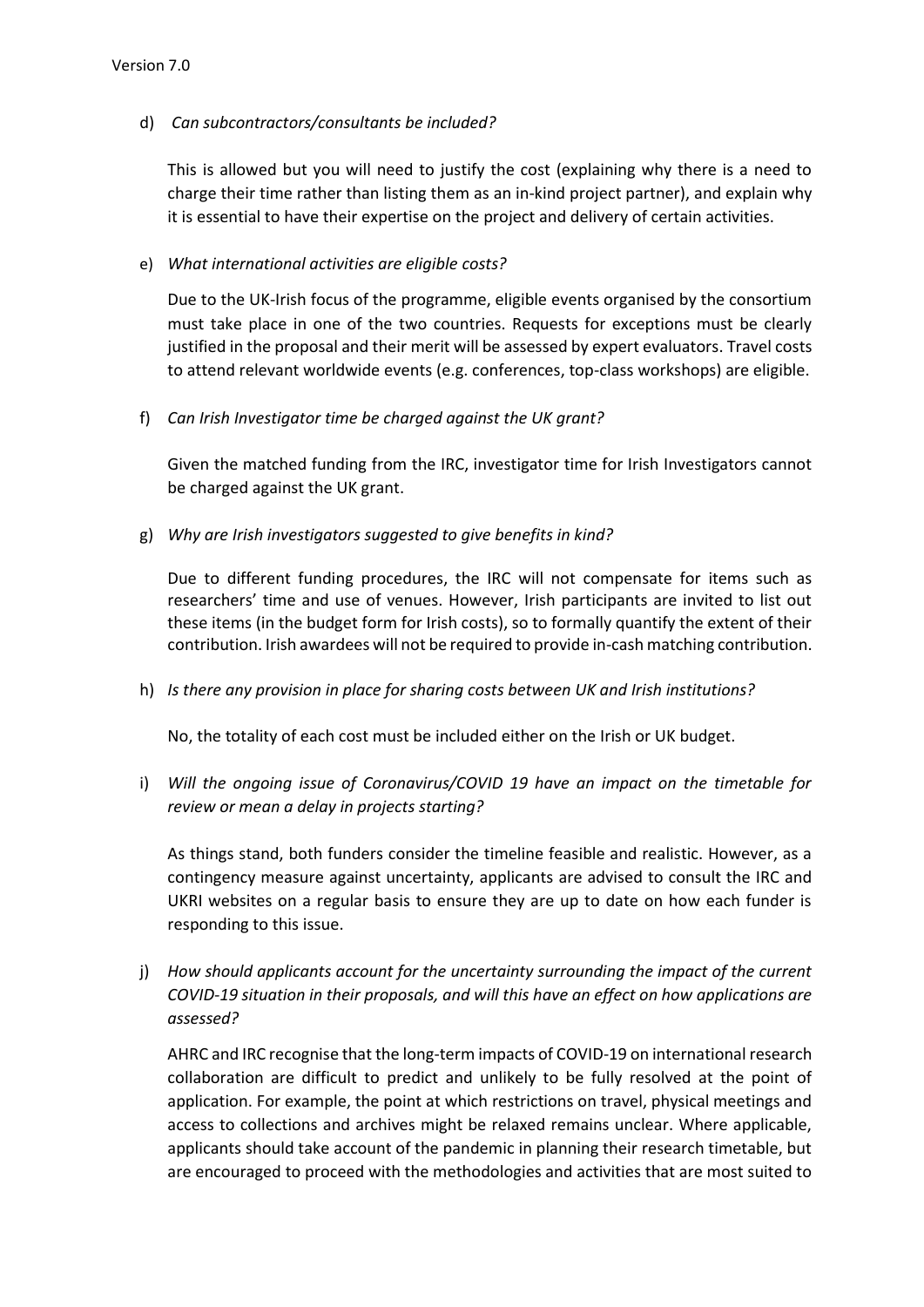d) *Can subcontractors/consultants be included?*

This is allowed but you will need to justify the cost (explaining why there is a need to charge their time rather than listing them as an in-kind project partner), and explain why it is essential to have their expertise on the project and delivery of certain activities.

e) *What international activities are eligible costs?*

Due to the UK-Irish focus of the programme, eligible events organised by the consortium must take place in one of the two countries. Requests for exceptions must be clearly justified in the proposal and their merit will be assessed by expert evaluators. Travel costs to attend relevant worldwide events (e.g. conferences, top-class workshops) are eligible.

f) *Can Irish Investigator time be charged against the UK grant?*

Given the matched funding from the IRC, investigator time for Irish Investigators cannot be charged against the UK grant.

g) *Why are Irish investigators suggested to give benefits in kind?*

Due to different funding procedures, the IRC will not compensate for items such as researchers' time and use of venues. However, Irish participants are invited to list out these items (in the budget form for Irish costs), so to formally quantify the extent of their contribution. Irish awardees will not be required to provide in-cash matching contribution.

h) *Is there any provision in place for sharing costs between UK and Irish institutions?*

No, the totality of each cost must be included either on the Irish or UK budget.

i) *Will the ongoing issue of Coronavirus/COVID 19 have an impact on the timetable for review or mean a delay in projects starting?*

As things stand, both funders consider the timeline feasible and realistic. However, as a contingency measure against uncertainty, applicants are advised to consult the IRC and UKRI websites on a regular basis to ensure they are up to date on how each funder is responding to this issue.

j) *How should applicants account for the uncertainty surrounding the impact of the current COVID-19 situation in their proposals, and will this have an effect on how applications are assessed?*

AHRC and IRC recognise that the long-term impacts of COVID-19 on international research collaboration are difficult to predict and unlikely to be fully resolved at the point of application. For example, the point at which restrictions on travel, physical meetings and access to collections and archives might be relaxed remains unclear. Where applicable, applicants should take account of the pandemic in planning their research timetable, but are encouraged to proceed with the methodologies and activities that are most suited to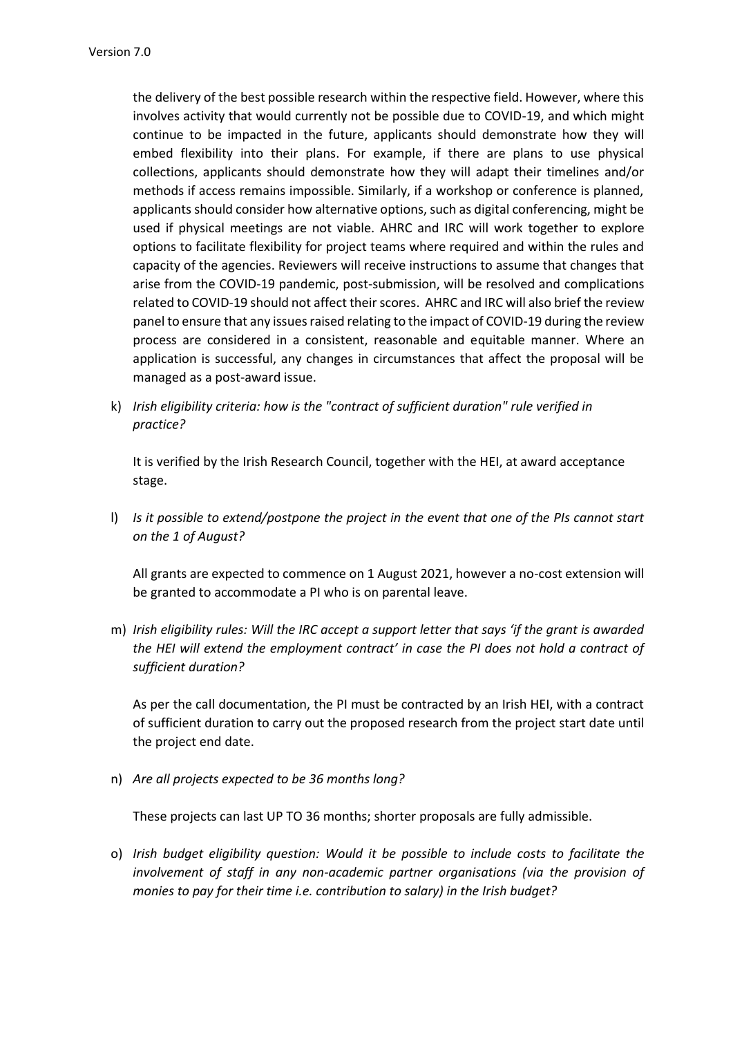the delivery of the best possible research within the respective field. However, where this involves activity that would currently not be possible due to COVID-19, and which might continue to be impacted in the future, applicants should demonstrate how they will embed flexibility into their plans. For example, if there are plans to use physical collections, applicants should demonstrate how they will adapt their timelines and/or methods if access remains impossible. Similarly, if a workshop or conference is planned, applicants should consider how alternative options, such as digital conferencing, might be used if physical meetings are not viable. AHRC and IRC will work together to explore options to facilitate flexibility for project teams where required and within the rules and capacity of the agencies. Reviewers will receive instructions to assume that changes that arise from the COVID-19 pandemic, post-submission, will be resolved and complications related to COVID-19 should not affect their scores. AHRC and IRC will also brief the review panel to ensure that any issues raised relating to the impact of COVID-19 during the review process are considered in a consistent, reasonable and equitable manner. Where an application is successful, any changes in circumstances that affect the proposal will be managed as a post-award issue.

k) *Irish eligibility criteria: how is the "contract of sufficient duration" rule verified in practice?*

   It is verified by the Irish Research Council, together with the HEI, at award acceptance stage.

l) *Is it possible to extend/postpone the project in the event that one of the PIs cannot start on the 1 of August?*

   All grants are expected to commence on 1 August 2021, however a no-cost extension will be granted to accommodate a PI who is on parental leave.

m) *Irish eligibility rules: Will the IRC accept a support letter that says 'if the grant is awarded the HEI will extend the employment contract' in case the PI does not hold a contract of sufficient duration?*

   As per the call documentation, the PI must be contracted by an Irish HEI, with a contract of sufficient duration to carry out the proposed research from the project start date until the project end date.

n) *Are all projects expected to be 36 months long?*

   These projects can last UP TO 36 months; shorter proposals are fully admissible.

o) *Irish budget eligibility question: Would it be possible to include costs to facilitate the involvement of staff in any non-academic partner organisations (via the provision of monies to pay for their time i.e. contribution to salary) in the Irish budget?*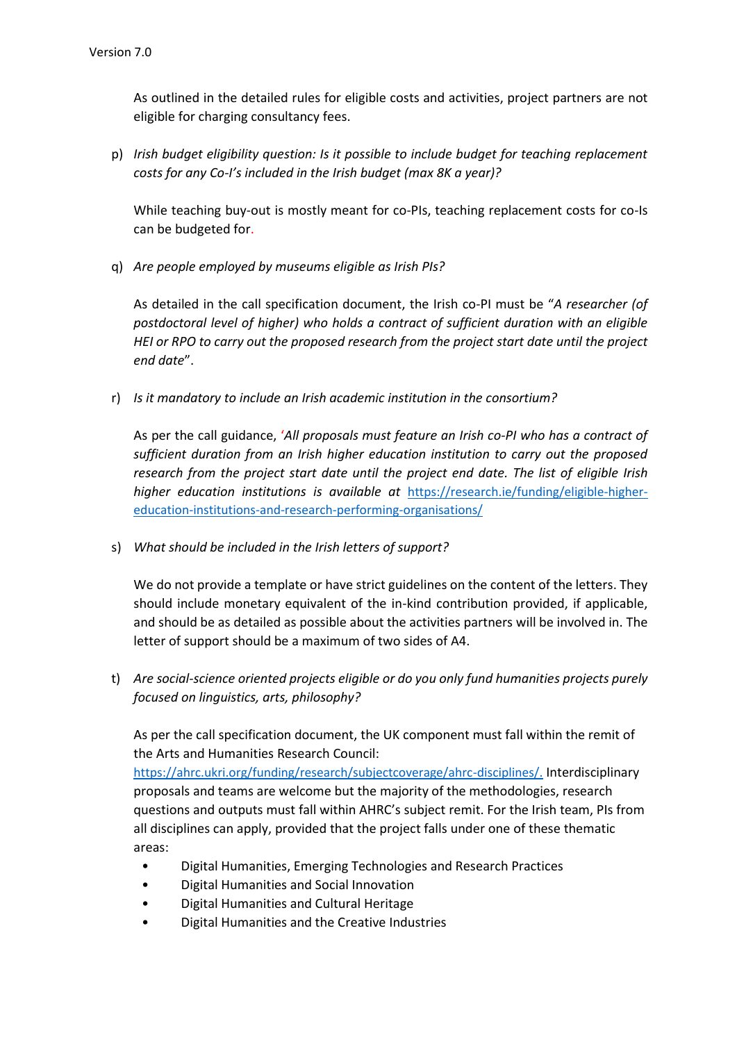As outlined in the detailed rules for eligible costs and activities, project partners are not eligible for charging consultancy fees.

p) *Irish budget eligibility question: Is it possible to include budget for teaching replacement costs for any Co-I's included in the Irish budget (max 8K a year)?*

While teaching buy-out is mostly meant for co-PIs, teaching replacement costs for co-Is can be budgeted for.

q) *Are people employed by museums eligible as Irish PIs?*

As detailed in the call specification document, the Irish co-PI must be "*A researcher (of postdoctoral level of higher) who holds a contract of sufficient duration with an eligible HEI or RPO to carry out the proposed research from the project start date until the project end date*".

r) *Is it mandatory to include an Irish academic institution in the consortium?*

As per the call guidance, '*All proposals must feature an Irish co-PI who has a contract of sufficient duration from an Irish higher education institution to carry out the proposed research from the project start date until the project end date. The list of eligible Irish higher education institutions is available at* https://research.ie/funding/eligible-higher-education-institutions-and-research-performing-organisations/

s) *What should be included in the Irish letters of support?*

We do not provide a template or have strict guidelines on the content of the letters. They should include monetary equivalent of the in-kind contribution provided, if applicable, and should be as detailed as possible about the activities partners will be involved in. The letter of support should be a maximum of two sides of A4.

t) *Are social-science oriented projects eligible or do you only fund humanities projects purely focused on linguistics, arts, philosophy?*

As per the call specification document, the UK component must fall within the remit of the Arts and Humanities Research Council: https://ahrc.ukri.org/funding/research/subjectcoverage/ahrc-disciplines/. Interdisciplinary proposals and teams are welcome but the majority of the methodologies, research questions and outputs must fall within AHRC's subject remit. For the Irish team, PIs from all disciplines can apply, provided that the project falls under one of these thematic areas:

- Digital Humanities, Emerging Technologies and Research Practices
- Digital Humanities and Social Innovation
- Digital Humanities and Cultural Heritage
- Digital Humanities and the Creative Industries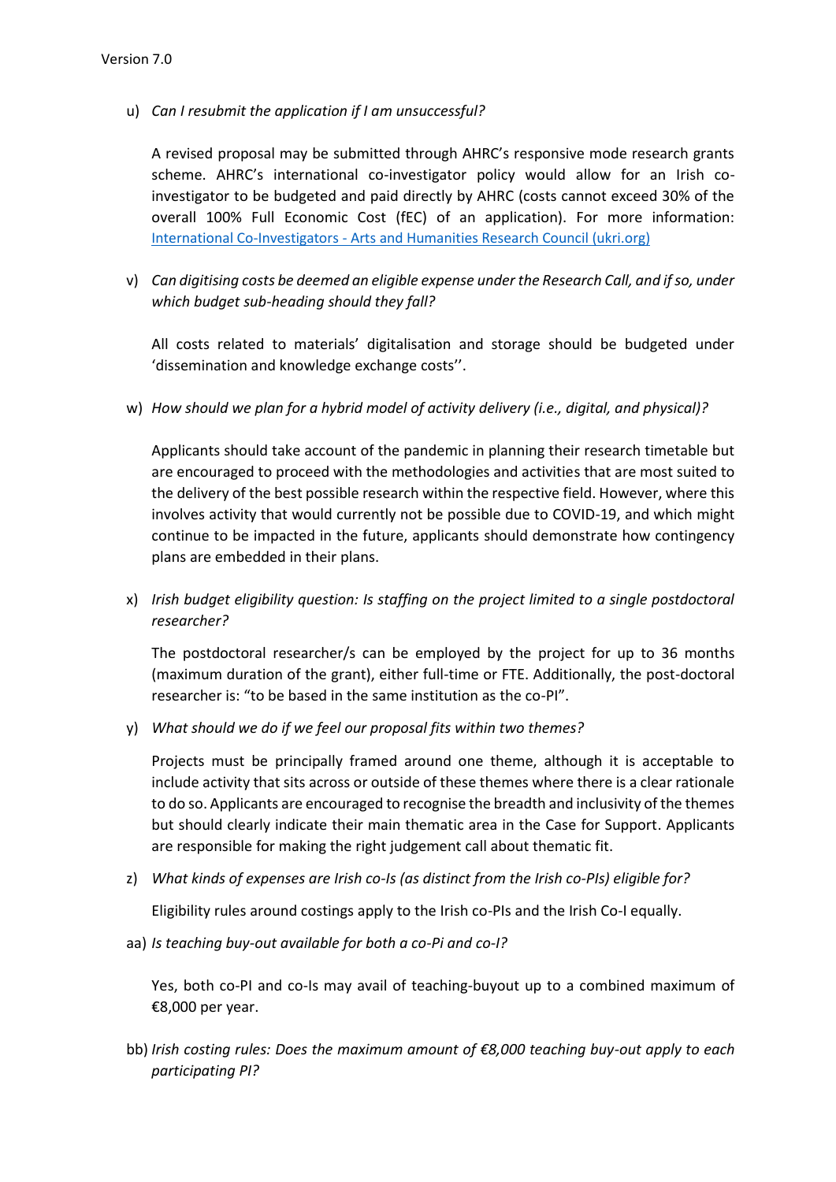u) *Can I resubmit the application if I am unsuccessful?*

   A revised proposal may be submitted through AHRC's responsive mode research grants scheme. AHRC's international co-investigator policy would allow for an Irish co-investigator to be budgeted and paid directly by AHRC (costs cannot exceed 30% of the overall 100% Full Economic Cost (fEC) of an application). For more information: [International Co-Investigators - Arts and Humanities Research Council (ukri.org)](https://ukri.org)

v) *Can digitising costs be deemed an eligible expense under the Research Call, and if so, under which budget sub-heading should they fall?*

   All costs related to materials' digitalisation and storage should be budgeted under 'dissemination and knowledge exchange costs''.

w) *How should we plan for a hybrid model of activity delivery (i.e., digital, and physical)?*

   Applicants should take account of the pandemic in planning their research timetable but are encouraged to proceed with the methodologies and activities that are most suited to the delivery of the best possible research within the respective field. However, where this involves activity that would currently not be possible due to COVID-19, and which might continue to be impacted in the future, applicants should demonstrate how contingency plans are embedded in their plans.

x) *Irish budget eligibility question: Is staffing on the project limited to a single postdoctoral researcher?*

   The postdoctoral researcher/s can be employed by the project for up to 36 months (maximum duration of the grant), either full-time or FTE. Additionally, the post-doctoral researcher is: "to be based in the same institution as the co-PI".

y) *What should we do if we feel our proposal fits within two themes?*

   Projects must be principally framed around one theme, although it is acceptable to include activity that sits across or outside of these themes where there is a clear rationale to do so. Applicants are encouraged to recognise the breadth and inclusivity of the themes but should clearly indicate their main thematic area in the Case for Support. Applicants are responsible for making the right judgement call about thematic fit.

z) *What kinds of expenses are Irish co-Is (as distinct from the Irish co-PIs) eligible for?*

   Eligibility rules around costings apply to the Irish co-PIs and the Irish Co-I equally.

aa) *Is teaching buy-out available for both a co-Pi and co-I?*

   Yes, both co-PI and co-Is may avail of teaching-buyout up to a combined maximum of €8,000 per year.

bb) *Irish costing rules: Does the maximum amount of €8,000 teaching buy-out apply to each participating PI?*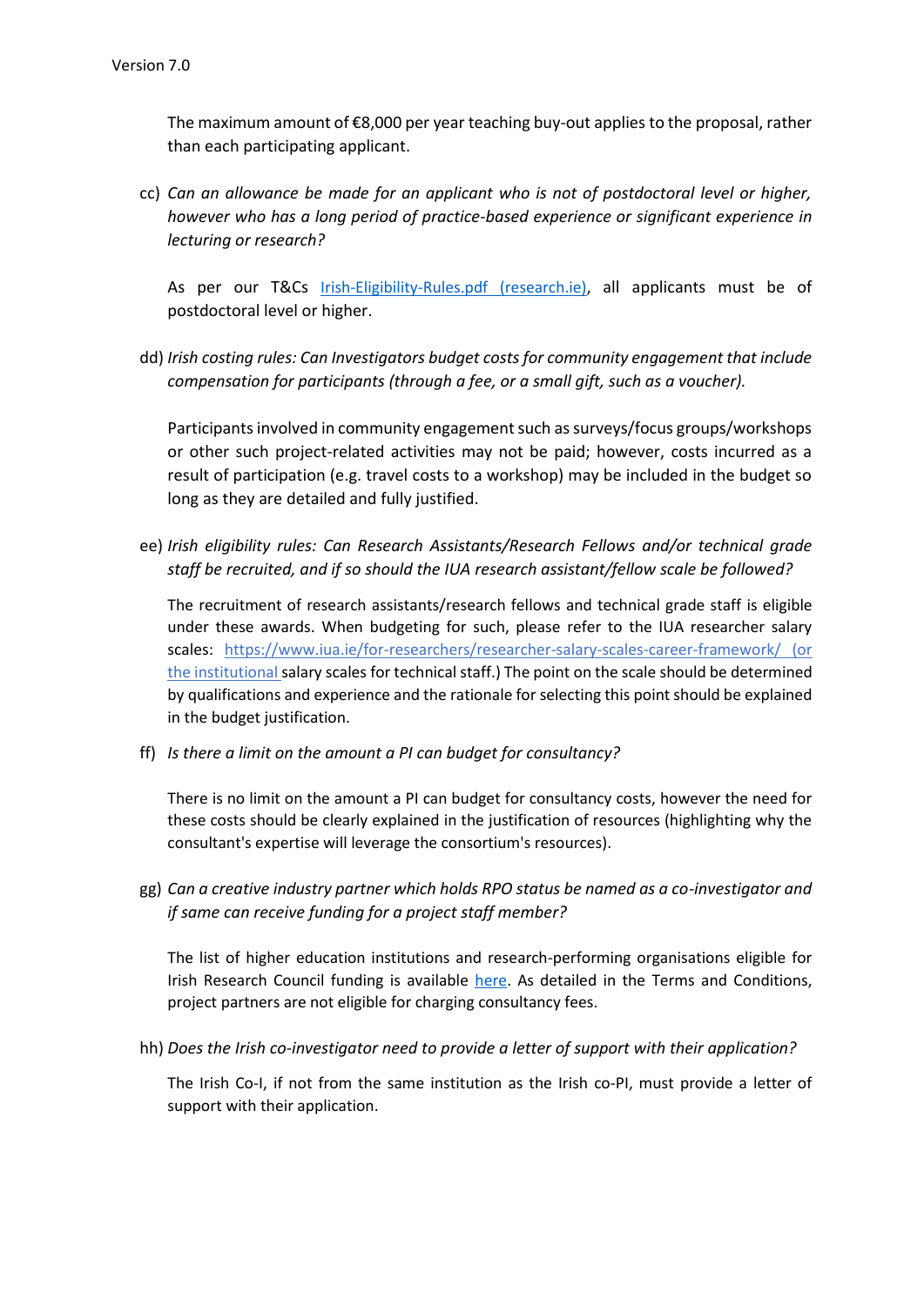The maximum amount of €8,000 per year teaching buy-out applies to the proposal, rather than each participating applicant.

cc) *Can an allowance be made for an applicant who is not of postdoctoral level or higher, however who has a long period of practice-based experience or significant experience in lecturing or research?*

As per our T&Cs [Irish-Eligibility-Rules.pdf (research.ie)](), all applicants must be of postdoctoral level or higher.

dd) *Irish costing rules: Can Investigators budget costs for community engagement that include compensation for participants (through a fee, or a small gift, such as a voucher).*

Participants involved in community engagement such as surveys/focus groups/workshops or other such project-related activities may not be paid; however, costs incurred as a result of participation (e.g. travel costs to a workshop) may be included in the budget so long as they are detailed and fully justified.

ee) *Irish eligibility rules: Can Research Assistants/Research Fellows and/or technical grade staff be recruited, and if so should the IUA research assistant/fellow scale be followed?*

The recruitment of research assistants/research fellows and technical grade staff is eligible under these awards. When budgeting for such, please refer to the IUA researcher salary scales: https://www.iua.ie/for-researchers/researcher-salary-scales-career-framework/ (or the institutional salary scales for technical staff.) The point on the scale should be determined by qualifications and experience and the rationale for selecting this point should be explained in the budget justification.

ff) *Is there a limit on the amount a PI can budget for consultancy?*

There is no limit on the amount a PI can budget for consultancy costs, however the need for these costs should be clearly explained in the justification of resources (highlighting why the consultant's expertise will leverage the consortium's resources).

gg) *Can a creative industry partner which holds RPO status be named as a co-investigator and if same can receive funding for a project staff member?*

The list of higher education institutions and research-performing organisations eligible for Irish Research Council funding is available [here](). As detailed in the Terms and Conditions, project partners are not eligible for charging consultancy fees.

hh) *Does the Irish co-investigator need to provide a letter of support with their application?*

The Irish Co-I, if not from the same institution as the Irish co-PI, must provide a letter of support with their application.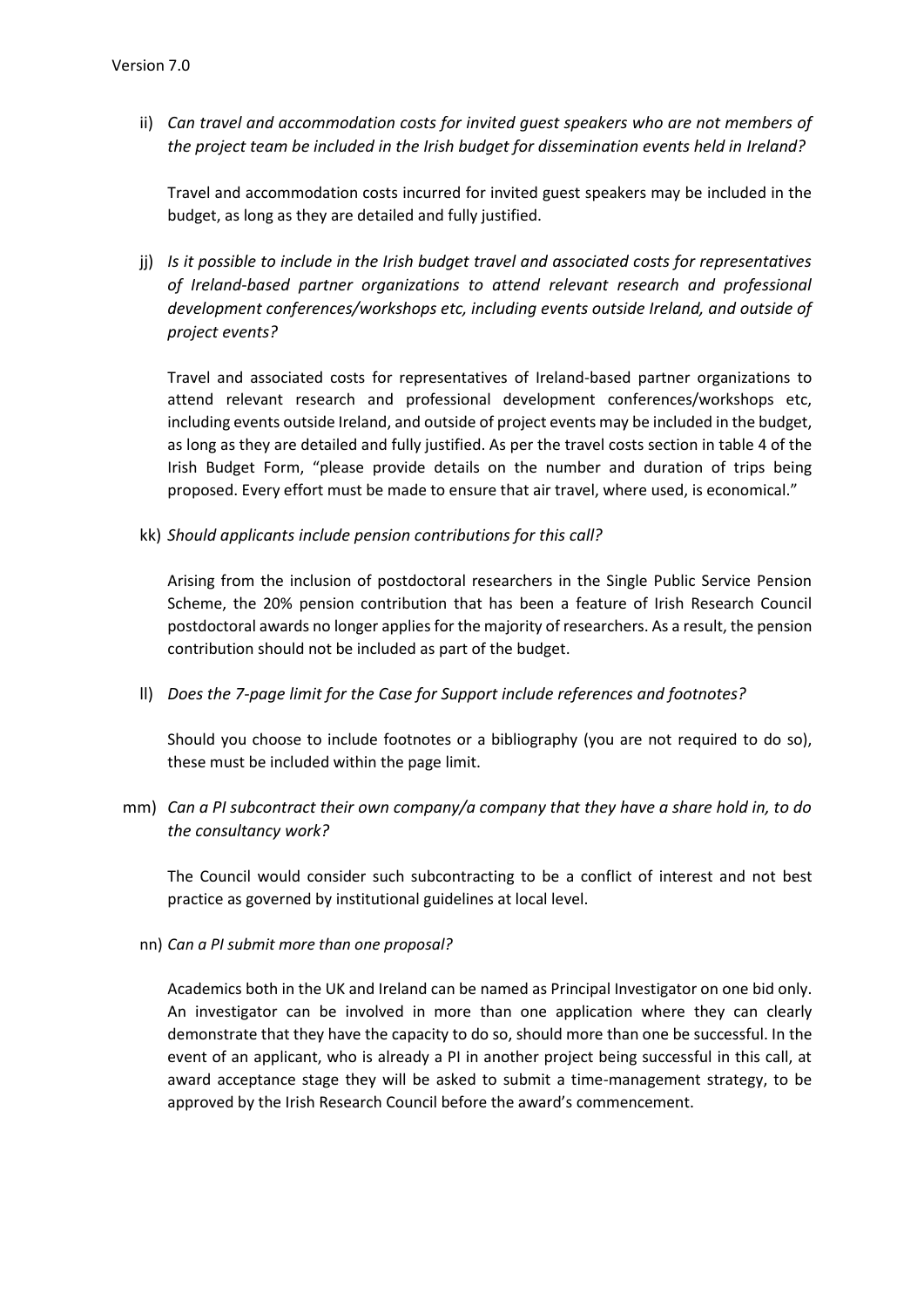ii) *Can travel and accommodation costs for invited guest speakers who are not members of the project team be included in the Irish budget for dissemination events held in Ireland?*

Travel and accommodation costs incurred for invited guest speakers may be included in the budget, as long as they are detailed and fully justified.

jj) *Is it possible to include in the Irish budget travel and associated costs for representatives of Ireland-based partner organizations to attend relevant research and professional development conferences/workshops etc, including events outside Ireland, and outside of project events?*

Travel and associated costs for representatives of Ireland-based partner organizations to attend relevant research and professional development conferences/workshops etc, including events outside Ireland, and outside of project events may be included in the budget, as long as they are detailed and fully justified. As per the travel costs section in table 4 of the Irish Budget Form, "please provide details on the number and duration of trips being proposed. Every effort must be made to ensure that air travel, where used, is economical."

kk) *Should applicants include pension contributions for this call?*

Arising from the inclusion of postdoctoral researchers in the Single Public Service Pension Scheme, the 20% pension contribution that has been a feature of Irish Research Council postdoctoral awards no longer applies for the majority of researchers. As a result, the pension contribution should not be included as part of the budget.

ll) *Does the 7-page limit for the Case for Support include references and footnotes?*

Should you choose to include footnotes or a bibliography (you are not required to do so), these must be included within the page limit.

mm) *Can a PI subcontract their own company/a company that they have a share hold in, to do the consultancy work?*

The Council would consider such subcontracting to be a conflict of interest and not best practice as governed by institutional guidelines at local level.

nn) *Can a PI submit more than one proposal?*

Academics both in the UK and Ireland can be named as Principal Investigator on one bid only. An investigator can be involved in more than one application where they can clearly demonstrate that they have the capacity to do so, should more than one be successful. In the event of an applicant, who is already a PI in another project being successful in this call, at award acceptance stage they will be asked to submit a time-management strategy, to be approved by the Irish Research Council before the award's commencement.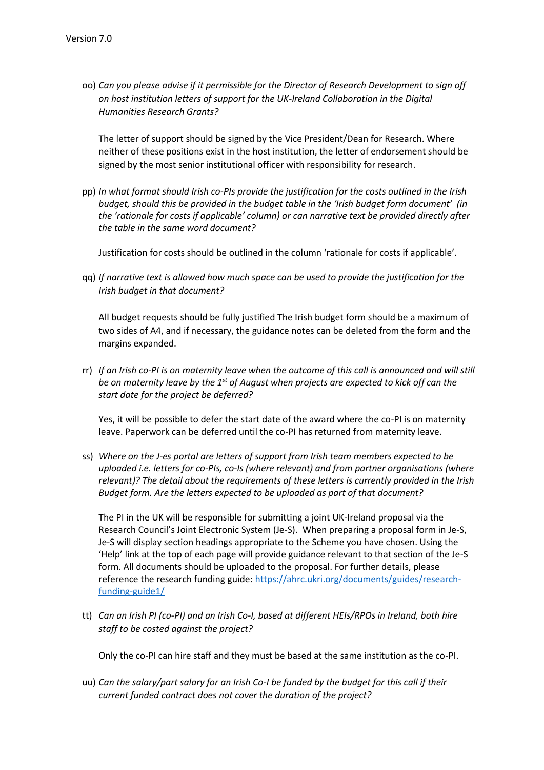oo) *Can you please advise if it permissible for the Director of Research Development to sign off on host institution letters of support for the UK-Ireland Collaboration in the Digital Humanities Research Grants?*

The letter of support should be signed by the Vice President/Dean for Research. Where neither of these positions exist in the host institution, the letter of endorsement should be signed by the most senior institutional officer with responsibility for research.

pp) *In what format should Irish co-PIs provide the justification for the costs outlined in the Irish budget, should this be provided in the budget table in the 'Irish budget form document' (in the 'rationale for costs if applicable' column) or can narrative text be provided directly after the table in the same word document?*

Justification for costs should be outlined in the column 'rationale for costs if applicable'.

qq) *If narrative text is allowed how much space can be used to provide the justification for the Irish budget in that document?*

All budget requests should be fully justified The Irish budget form should be a maximum of two sides of A4, and if necessary, the guidance notes can be deleted from the form and the margins expanded.

rr) *If an Irish co-PI is on maternity leave when the outcome of this call is announced and will still be on maternity leave by the 1st of August when projects are expected to kick off can the start date for the project be deferred?*

Yes, it will be possible to defer the start date of the award where the co-PI is on maternity leave. Paperwork can be deferred until the co-PI has returned from maternity leave.

ss) *Where on the J-es portal are letters of support from Irish team members expected to be uploaded i.e. letters for co-PIs, co-Is (where relevant) and from partner organisations (where relevant)? The detail about the requirements of these letters is currently provided in the Irish Budget form. Are the letters expected to be uploaded as part of that document?*

The PI in the UK will be responsible for submitting a joint UK-Ireland proposal via the Research Council's Joint Electronic System (Je-S). When preparing a proposal form in Je-S, Je-S will display section headings appropriate to the Scheme you have chosen. Using the 'Help' link at the top of each page will provide guidance relevant to that section of the Je-S form. All documents should be uploaded to the proposal. For further details, please reference the research funding guide: [https://ahrc.ukri.org/documents/guides/research-funding-guide1/](https://ahrc.ukri.org/documents/guides/research-funding-guide1/)

tt) *Can an Irish PI (co-PI) and an Irish Co-I, based at different HEIs/RPOs in Ireland, both hire staff to be costed against the project?*

Only the co-PI can hire staff and they must be based at the same institution as the co-PI.

uu) *Can the salary/part salary for an Irish Co-I be funded by the budget for this call if their current funded contract does not cover the duration of the project?*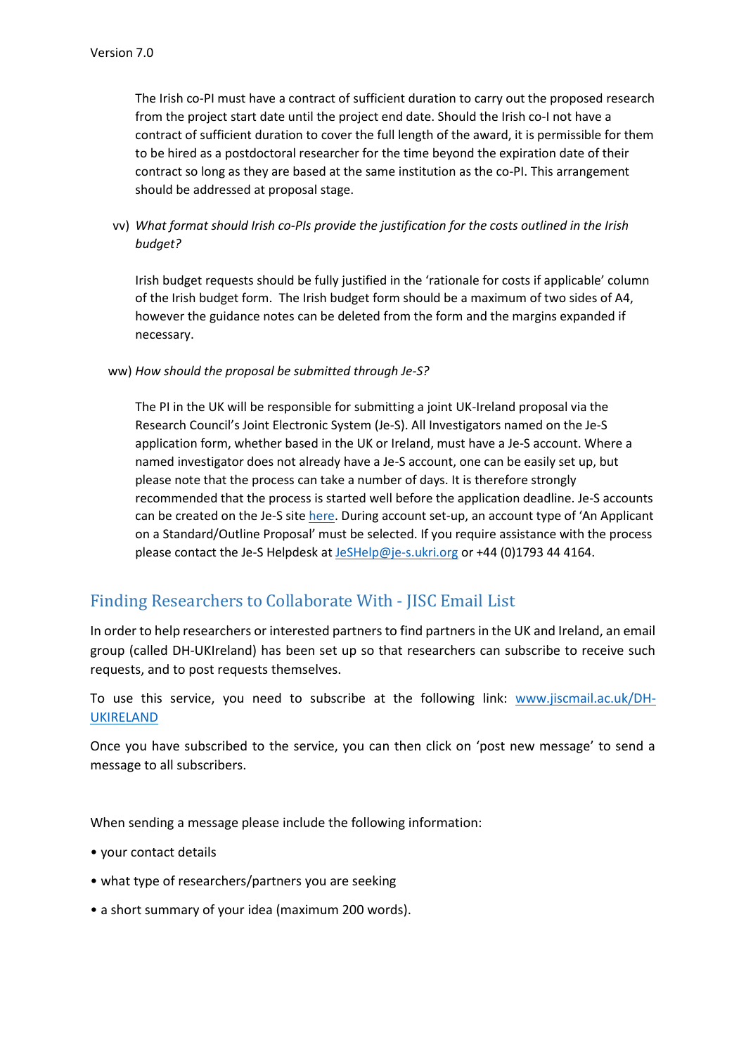The Irish co-PI must have a contract of sufficient duration to carry out the proposed research from the project start date until the project end date. Should the Irish co-I not have a contract of sufficient duration to cover the full length of the award, it is permissible for them to be hired as a postdoctoral researcher for the time beyond the expiration date of their contract so long as they are based at the same institution as the co-PI. This arrangement should be addressed at proposal stage.

vv) *What format should Irish co-PIs provide the justification for the costs outlined in the Irish budget?*

Irish budget requests should be fully justified in the 'rationale for costs if applicable' column of the Irish budget form. The Irish budget form should be a maximum of two sides of A4, however the guidance notes can be deleted from the form and the margins expanded if necessary.

ww) *How should the proposal be submitted through Je-S?*

The PI in the UK will be responsible for submitting a joint UK-Ireland proposal via the Research Council's Joint Electronic System (Je-S). All Investigators named on the Je-S application form, whether based in the UK or Ireland, must have a Je-S account. Where a named investigator does not already have a Je-S account, one can be easily set up, but please note that the process can take a number of days. It is therefore strongly recommended that the process is started well before the application deadline. Je-S accounts can be created on the Je-S site here. During account set-up, an account type of 'An Applicant on a Standard/Outline Proposal' must be selected. If you require assistance with the process please contact the Je-S Helpdesk at JeSHelp@je-s.ukri.org or +44 (0)1793 44 4164.

## Finding Researchers to Collaborate With - JISC Email List

In order to help researchers or interested partners to find partners in the UK and Ireland, an email group (called DH-UKIreland) has been set up so that researchers can subscribe to receive such requests, and to post requests themselves.

To use this service, you need to subscribe at the following link: www.jiscmail.ac.uk/DH-UKIRELAND

Once you have subscribed to the service, you can then click on 'post new message' to send a message to all subscribers.

When sending a message please include the following information:

- your contact details
- what type of researchers/partners you are seeking
- a short summary of your idea (maximum 200 words).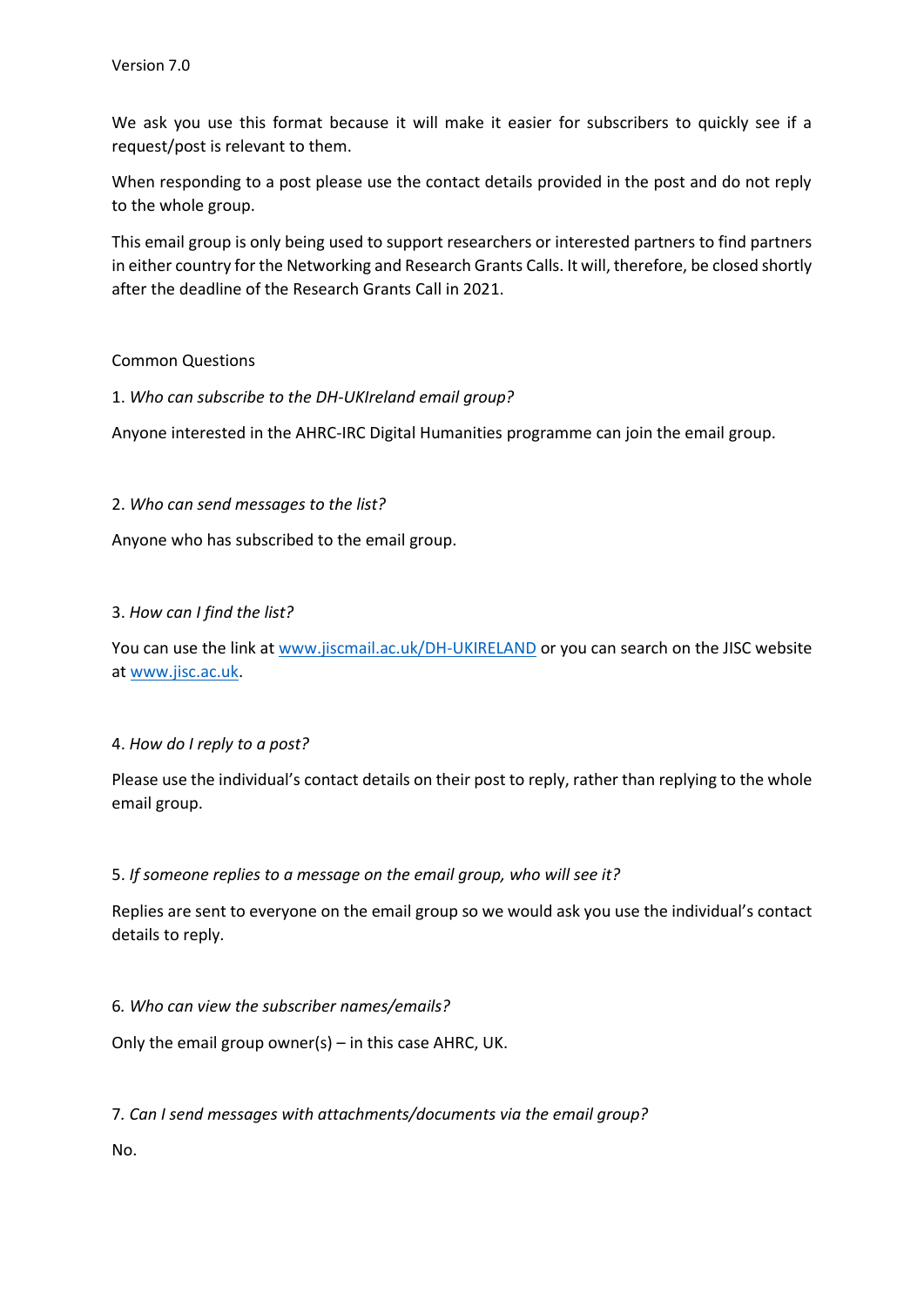We ask you use this format because it will make it easier for subscribers to quickly see if a request/post is relevant to them.

When responding to a post please use the contact details provided in the post and do not reply to the whole group.

This email group is only being used to support researchers or interested partners to find partners in either country for the Networking and Research Grants Calls. It will, therefore, be closed shortly after the deadline of the Research Grants Call in 2021.

Common Questions

1. *Who can subscribe to the DH-UKIreland email group?*

Anyone interested in the AHRC-IRC Digital Humanities programme can join the email group.

2. *Who can send messages to the list?*

Anyone who has subscribed to the email group.

3. *How can I find the list?*

You can use the link at [www.jiscmail.ac.uk/DH-UKIRELAND](www.jiscmail.ac.uk/DH-UKIRELAND) or you can search on the JISC website at [www.jisc.ac.uk](www.jisc.ac.uk).

4. *How do I reply to a post?*

Please use the individual's contact details on their post to reply, rather than replying to the whole email group.

5. *If someone replies to a message on the email group, who will see it?*

Replies are sent to everyone on the email group so we would ask you use the individual's contact details to reply.

6. *Who can view the subscriber names/emails?*

Only the email group owner(s) – in this case AHRC, UK.

7. *Can I send messages with attachments/documents via the email group?*

No.